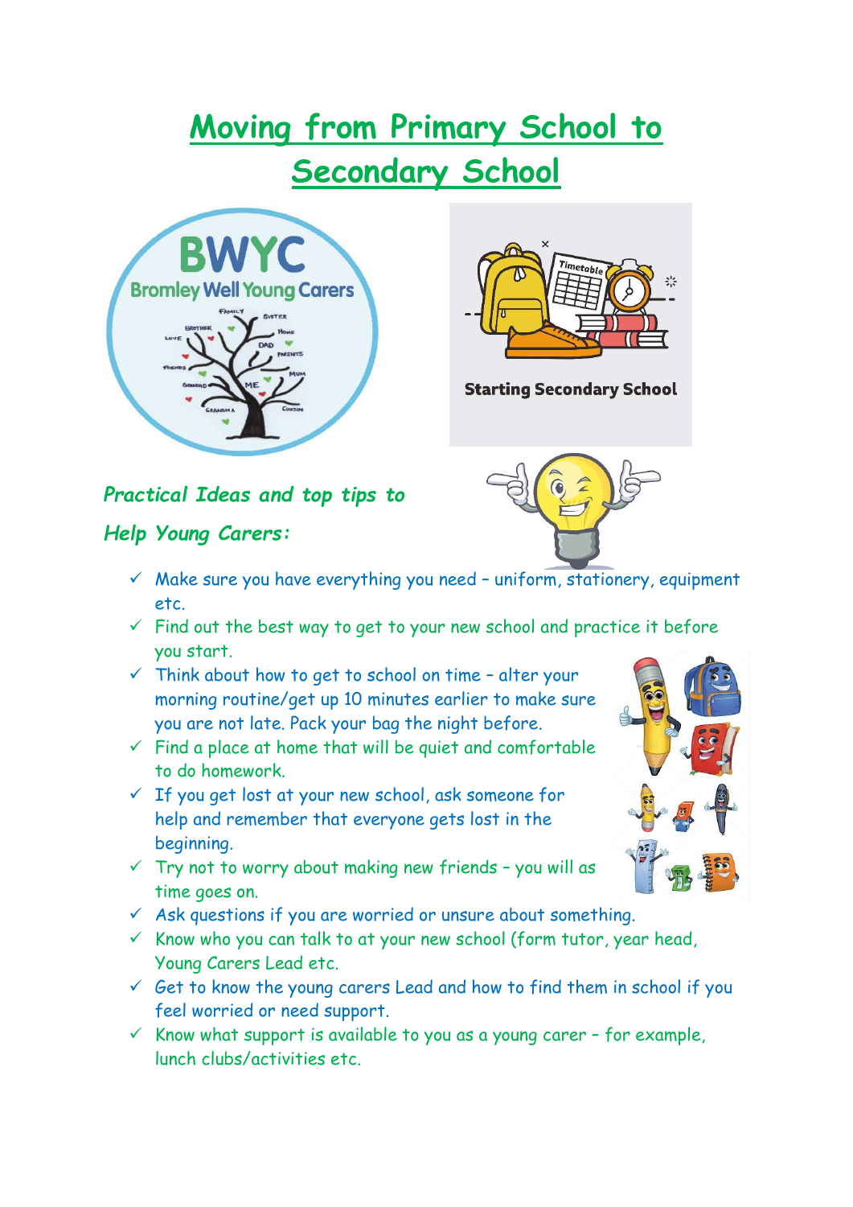# Moving from Primary School to Secondary School

***Practical Ideas and top tips to Help Young Carers:***

- ✓ Make sure you have everything you need – uniform, stationery, equipment etc.
- ✓ Find out the best way to get to your new school and practice it before you start.
- ✓ Think about how to get to school on time – alter your morning routine/get up 10 minutes earlier to make sure you are not late. Pack your bag the night before.
- ✓ Find a place at home that will be quiet and comfortable to do homework.
- ✓ If you get lost at your new school, ask someone for help and remember that everyone gets lost in the beginning.
- ✓ Try not to worry about making new friends – you will as time goes on.
- ✓ Ask questions if you are worried or unsure about something.
- ✓ Know who you can talk to at your new school (form tutor, year head, Young Carers Lead etc.
- ✓ Get to know the young carers Lead and how to find them in school if you feel worried or need support.
- ✓ Know what support is available to you as a young carer – for example, lunch clubs/activities etc.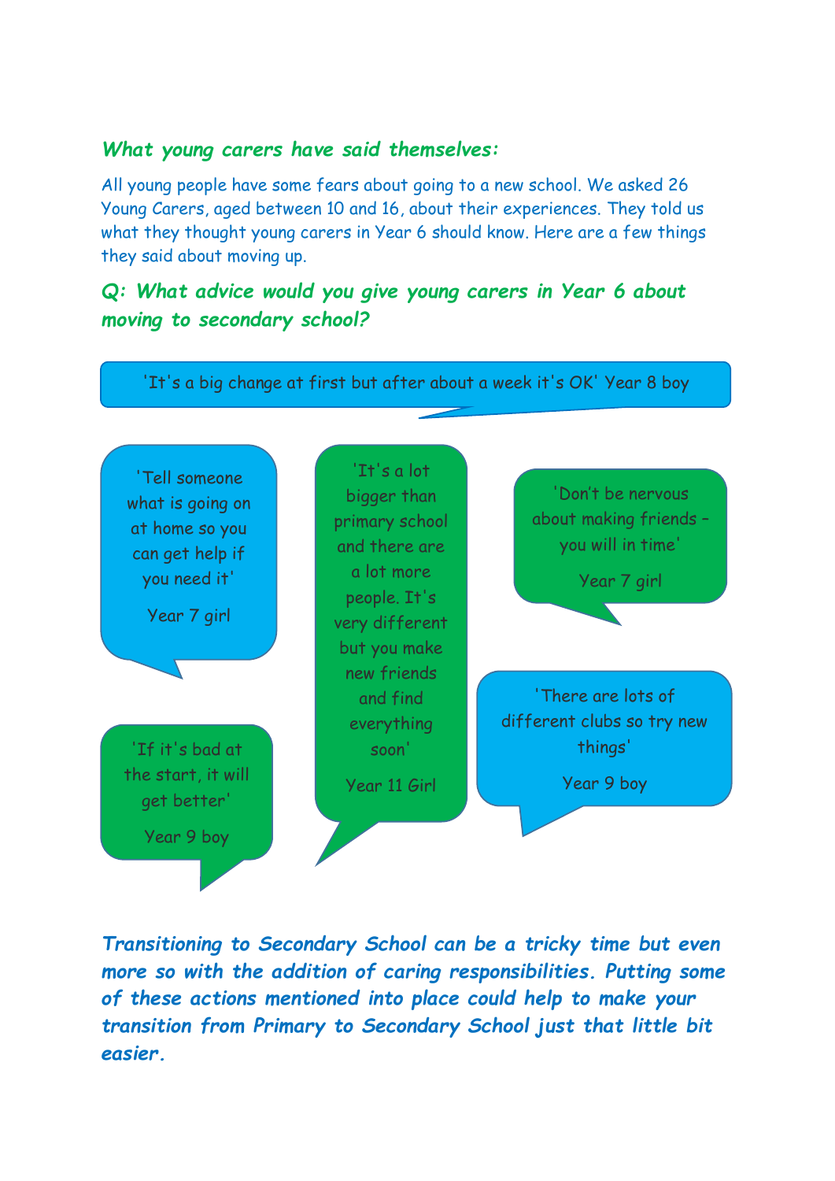### *What young carers have said themselves:*

All young people have some fears about going to a new school. We asked 26 Young Carers, aged between 10 and 16, about their experiences. They told us what they thought young carers in Year 6 should know. Here are a few things they said about moving up.

### *Q: What advice would you give young carers in Year 6 about moving to secondary school?*

'It's a big change at first but after about a week it's OK' Year 8 boy

'Tell someone what is going on at home so you can get help if you need it'

Year 7 girl

'It's a lot bigger than primary school and there are a lot more people. It's very different but you make new friends and find everything soon'

Year 11 Girl

'Don't be nervous about making friends – you will in time'

Year 7 girl

'There are lots of different clubs so try new things'

Year 9 boy

'If it's bad at the start, it will get better'

Year 9 boy

***Transitioning to Secondary School can be a tricky time but even more so with the addition of caring responsibilities. Putting some of these actions mentioned into place could help to make your transition from Primary to Secondary School just that little bit easier.***